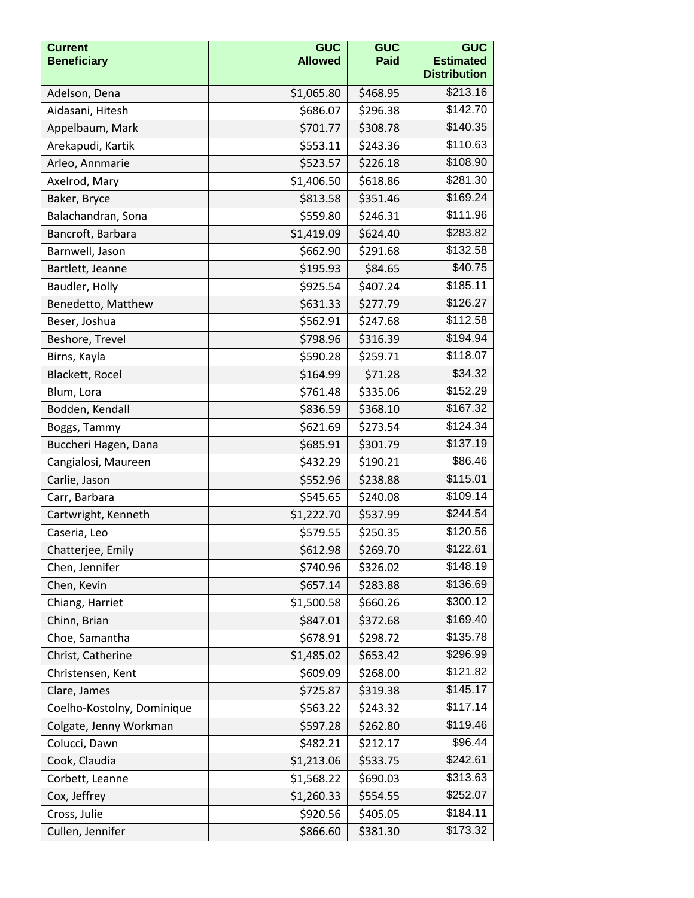| Current Beneficiary | GUC Allowed | GUC Paid | GUC Estimated Distribution |
|---|---:|---:|---:|
| Adelson, Dena | $1,065.80 | $468.95 | $213.16 |
| Aidasani, Hitesh | $686.07 | $296.38 | $142.70 |
| Appelbaum, Mark | $701.77 | $308.78 | $140.35 |
| Arekapudi, Kartik | $553.11 | $243.36 | $110.63 |
| Arleo, Annmarie | $523.57 | $226.18 | $108.90 |
| Axelrod, Mary | $1,406.50 | $618.86 | $281.30 |
| Baker, Bryce | $813.58 | $351.46 | $169.24 |
| Balachandran, Sona | $559.80 | $246.31 | $111.96 |
| Bancroft, Barbara | $1,419.09 | $624.40 | $283.82 |
| Barnwell, Jason | $662.90 | $291.68 | $132.58 |
| Bartlett, Jeanne | $195.93 | $84.65 | $40.75 |
| Baudler, Holly | $925.54 | $407.24 | $185.11 |
| Benedetto, Matthew | $631.33 | $277.79 | $126.27 |
| Beser, Joshua | $562.91 | $247.68 | $112.58 |
| Beshore, Trevel | $798.96 | $316.39 | $194.94 |
| Birns, Kayla | $590.28 | $259.71 | $118.07 |
| Blackett, Rocel | $164.99 | $71.28 | $34.32 |
| Blum, Lora | $761.48 | $335.06 | $152.29 |
| Bodden, Kendall | $836.59 | $368.10 | $167.32 |
| Boggs, Tammy | $621.69 | $273.54 | $124.34 |
| Buccheri Hagen, Dana | $685.91 | $301.79 | $137.19 |
| Cangialosi, Maureen | $432.29 | $190.21 | $86.46 |
| Carlie, Jason | $552.96 | $238.88 | $115.01 |
| Carr, Barbara | $545.65 | $240.08 | $109.14 |
| Cartwright, Kenneth | $1,222.70 | $537.99 | $244.54 |
| Caseria, Leo | $579.55 | $250.35 | $120.56 |
| Chatterjee, Emily | $612.98 | $269.70 | $122.61 |
| Chen, Jennifer | $740.96 | $326.02 | $148.19 |
| Chen, Kevin | $657.14 | $283.88 | $136.69 |
| Chiang, Harriet | $1,500.58 | $660.26 | $300.12 |
| Chinn, Brian | $847.01 | $372.68 | $169.40 |
| Choe, Samantha | $678.91 | $298.72 | $135.78 |
| Christ, Catherine | $1,485.02 | $653.42 | $296.99 |
| Christensen, Kent | $609.09 | $268.00 | $121.82 |
| Clare, James | $725.87 | $319.38 | $145.17 |
| Coelho-Kostolny, Dominique | $563.22 | $243.32 | $117.14 |
| Colgate, Jenny Workman | $597.28 | $262.80 | $119.46 |
| Colucci, Dawn | $482.21 | $212.17 | $96.44 |
| Cook, Claudia | $1,213.06 | $533.75 | $242.61 |
| Corbett, Leanne | $1,568.22 | $690.03 | $313.63 |
| Cox, Jeffrey | $1,260.33 | $554.55 | $252.07 |
| Cross, Julie | $920.56 | $405.05 | $184.11 |
| Cullen, Jennifer | $866.60 | $381.30 | $173.32 |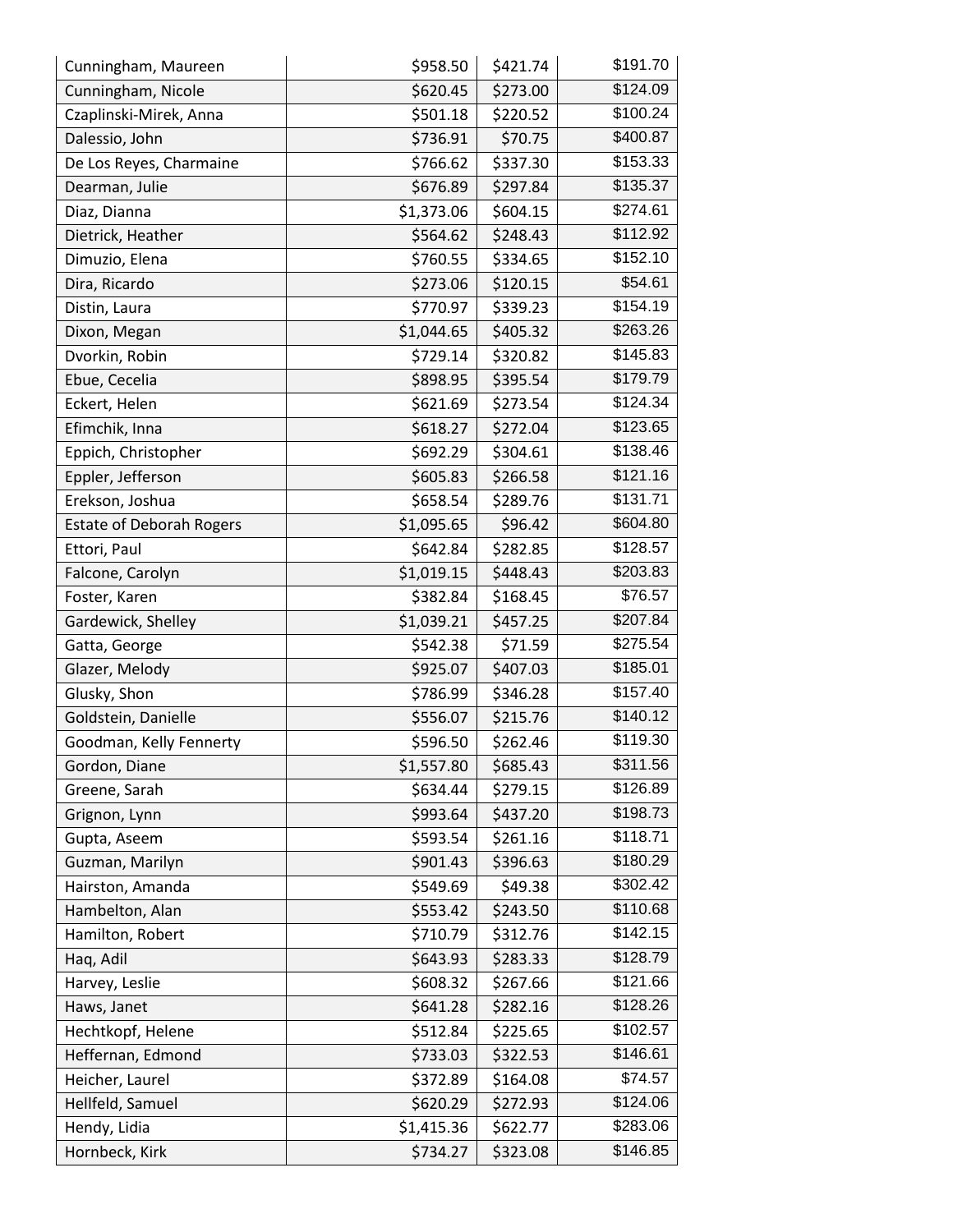| | | | |
|---|---|---|---|
| Cunningham, Maureen | $958.50 | $421.74 | $191.70 |
| Cunningham, Nicole | $620.45 | $273.00 | $124.09 |
| Czaplinski-Mirek, Anna | $501.18 | $220.52 | $100.24 |
| Dalessio, John | $736.91 | $70.75 | $400.87 |
| De Los Reyes, Charmaine | $766.62 | $337.30 | $153.33 |
| Dearman, Julie | $676.89 | $297.84 | $135.37 |
| Diaz, Dianna | $1,373.06 | $604.15 | $274.61 |
| Dietrick, Heather | $564.62 | $248.43 | $112.92 |
| Dimuzio, Elena | $760.55 | $334.65 | $152.10 |
| Dira, Ricardo | $273.06 | $120.15 | $54.61 |
| Distin, Laura | $770.97 | $339.23 | $154.19 |
| Dixon, Megan | $1,044.65 | $405.32 | $263.26 |
| Dvorkin, Robin | $729.14 | $320.82 | $145.83 |
| Ebue, Cecelia | $898.95 | $395.54 | $179.79 |
| Eckert, Helen | $621.69 | $273.54 | $124.34 |
| Efimchik, Inna | $618.27 | $272.04 | $123.65 |
| Eppich, Christopher | $692.29 | $304.61 | $138.46 |
| Eppler, Jefferson | $605.83 | $266.58 | $121.16 |
| Erekson, Joshua | $658.54 | $289.76 | $131.71 |
| Estate of Deborah Rogers | $1,095.65 | $96.42 | $604.80 |
| Ettori, Paul | $642.84 | $282.85 | $128.57 |
| Falcone, Carolyn | $1,019.15 | $448.43 | $203.83 |
| Foster, Karen | $382.84 | $168.45 | $76.57 |
| Gardewick, Shelley | $1,039.21 | $457.25 | $207.84 |
| Gatta, George | $542.38 | $71.59 | $275.54 |
| Glazer, Melody | $925.07 | $407.03 | $185.01 |
| Glusky, Shon | $786.99 | $346.28 | $157.40 |
| Goldstein, Danielle | $556.07 | $215.76 | $140.12 |
| Goodman, Kelly Fennerty | $596.50 | $262.46 | $119.30 |
| Gordon, Diane | $1,557.80 | $685.43 | $311.56 |
| Greene, Sarah | $634.44 | $279.15 | $126.89 |
| Grignon, Lynn | $993.64 | $437.20 | $198.73 |
| Gupta, Aseem | $593.54 | $261.16 | $118.71 |
| Guzman, Marilyn | $901.43 | $396.63 | $180.29 |
| Hairston, Amanda | $549.69 | $49.38 | $302.42 |
| Hambelton, Alan | $553.42 | $243.50 | $110.68 |
| Hamilton, Robert | $710.79 | $312.76 | $142.15 |
| Haq, Adil | $643.93 | $283.33 | $128.79 |
| Harvey, Leslie | $608.32 | $267.66 | $121.66 |
| Haws, Janet | $641.28 | $282.16 | $128.26 |
| Hechtkopf, Helene | $512.84 | $225.65 | $102.57 |
| Heffernan, Edmond | $733.03 | $322.53 | $146.61 |
| Heicher, Laurel | $372.89 | $164.08 | $74.57 |
| Hellfeld, Samuel | $620.29 | $272.93 | $124.06 |
| Hendy, Lidia | $1,415.36 | $622.77 | $283.06 |
| Hornbeck, Kirk | $734.27 | $323.08 | $146.85 |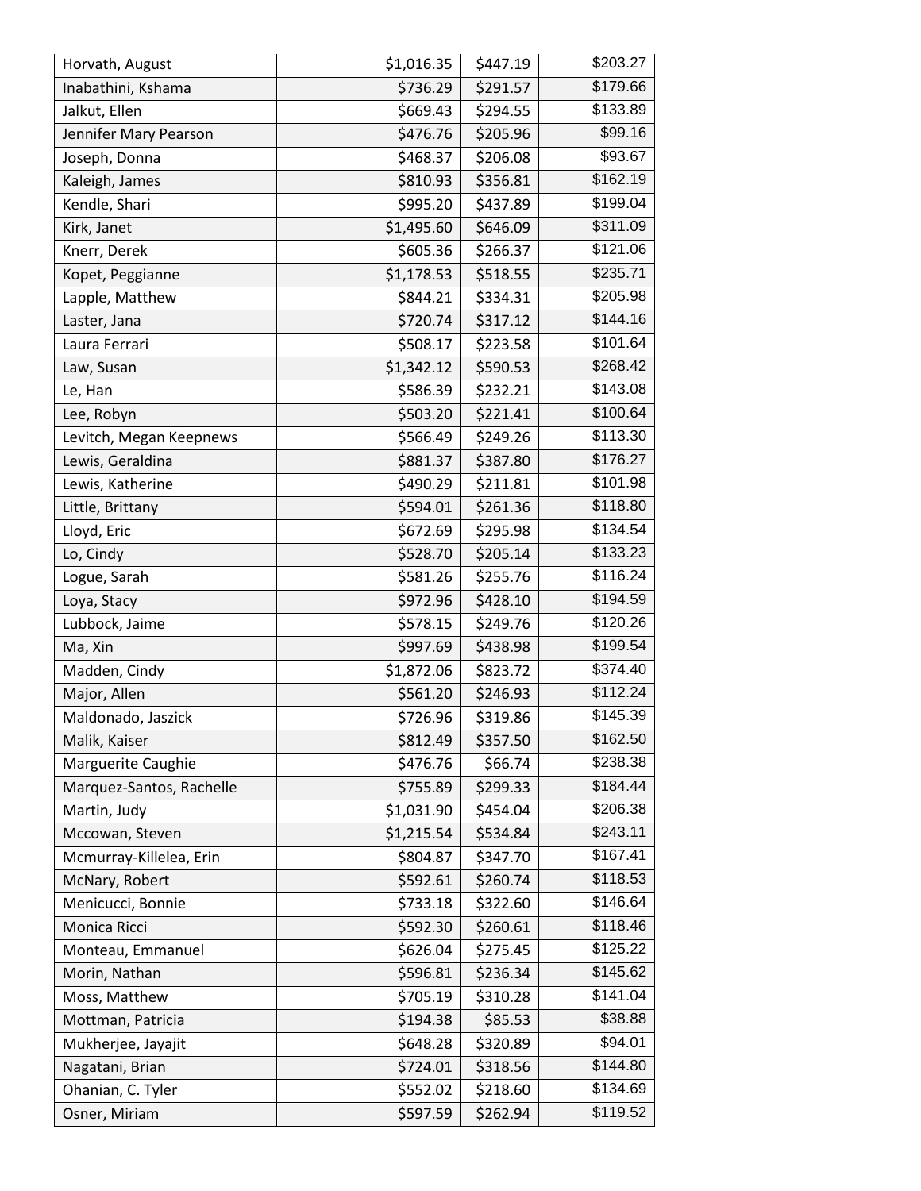| | | | |
|---|---|---|---|
| Horvath, August | $1,016.35 | $447.19 | $203.27 |
| Inabathini, Kshama | $736.29 | $291.57 | $179.66 |
| Jalkut, Ellen | $669.43 | $294.55 | $133.89 |
| Jennifer Mary Pearson | $476.76 | $205.96 | $99.16 |
| Joseph, Donna | $468.37 | $206.08 | $93.67 |
| Kaleigh, James | $810.93 | $356.81 | $162.19 |
| Kendle, Shari | $995.20 | $437.89 | $199.04 |
| Kirk, Janet | $1,495.60 | $646.09 | $311.09 |
| Knerr, Derek | $605.36 | $266.37 | $121.06 |
| Kopet, Peggianne | $1,178.53 | $518.55 | $235.71 |
| Lapple, Matthew | $844.21 | $334.31 | $205.98 |
| Laster, Jana | $720.74 | $317.12 | $144.16 |
| Laura Ferrari | $508.17 | $223.58 | $101.64 |
| Law, Susan | $1,342.12 | $590.53 | $268.42 |
| Le, Han | $586.39 | $232.21 | $143.08 |
| Lee, Robyn | $503.20 | $221.41 | $100.64 |
| Levitch, Megan Keepnews | $566.49 | $249.26 | $113.30 |
| Lewis, Geraldina | $881.37 | $387.80 | $176.27 |
| Lewis, Katherine | $490.29 | $211.81 | $101.98 |
| Little, Brittany | $594.01 | $261.36 | $118.80 |
| Lloyd, Eric | $672.69 | $295.98 | $134.54 |
| Lo, Cindy | $528.70 | $205.14 | $133.23 |
| Logue, Sarah | $581.26 | $255.76 | $116.24 |
| Loya, Stacy | $972.96 | $428.10 | $194.59 |
| Lubbock, Jaime | $578.15 | $249.76 | $120.26 |
| Ma, Xin | $997.69 | $438.98 | $199.54 |
| Madden, Cindy | $1,872.06 | $823.72 | $374.40 |
| Major, Allen | $561.20 | $246.93 | $112.24 |
| Maldonado, Jaszick | $726.96 | $319.86 | $145.39 |
| Malik, Kaiser | $812.49 | $357.50 | $162.50 |
| Marguerite Caughie | $476.76 | $66.74 | $238.38 |
| Marquez-Santos, Rachelle | $755.89 | $299.33 | $184.44 |
| Martin, Judy | $1,031.90 | $454.04 | $206.38 |
| Mccowan, Steven | $1,215.54 | $534.84 | $243.11 |
| Mcmurray-Killelea, Erin | $804.87 | $347.70 | $167.41 |
| McNary, Robert | $592.61 | $260.74 | $118.53 |
| Menicucci, Bonnie | $733.18 | $322.60 | $146.64 |
| Monica Ricci | $592.30 | $260.61 | $118.46 |
| Monteau, Emmanuel | $626.04 | $275.45 | $125.22 |
| Morin, Nathan | $596.81 | $236.34 | $145.62 |
| Moss, Matthew | $705.19 | $310.28 | $141.04 |
| Mottman, Patricia | $194.38 | $85.53 | $38.88 |
| Mukherjee, Jayajit | $648.28 | $320.89 | $94.01 |
| Nagatani, Brian | $724.01 | $318.56 | $144.80 |
| Ohanian, C. Tyler | $552.02 | $218.60 | $134.69 |
| Osner, Miriam | $597.59 | $262.94 | $119.52 |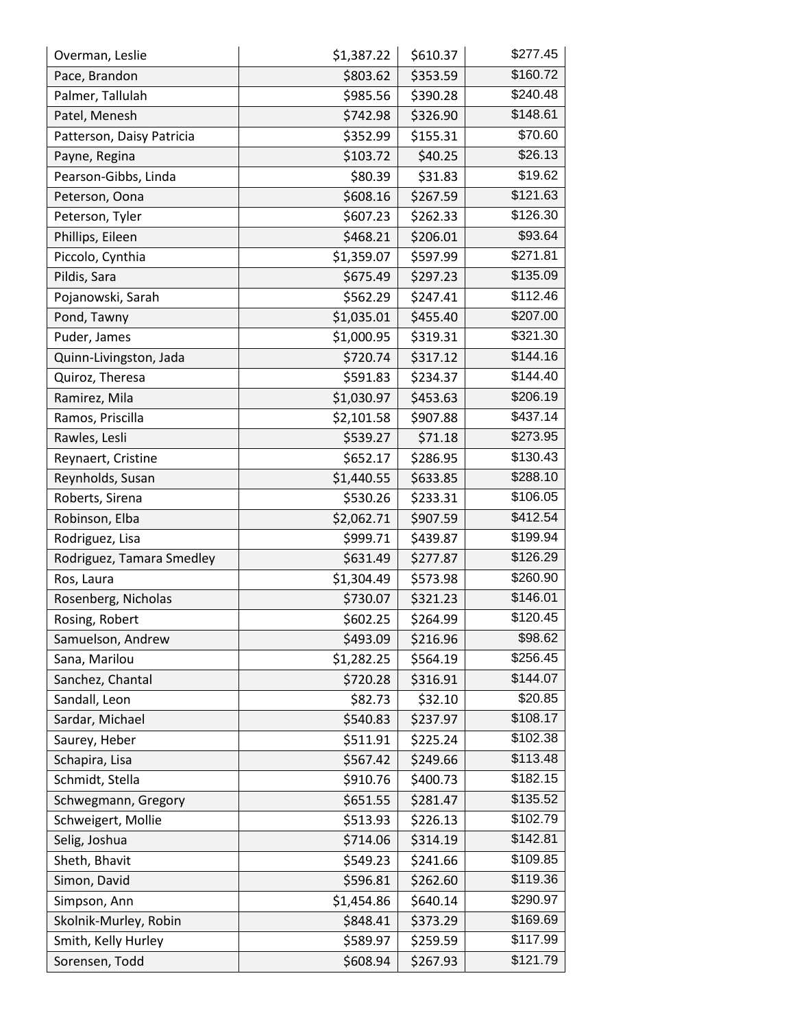| | | | |
|---|---|---|---|
| Overman, Leslie | $1,387.22 | $610.37 | $277.45 |
| Pace, Brandon | $803.62 | $353.59 | $160.72 |
| Palmer, Tallulah | $985.56 | $390.28 | $240.48 |
| Patel, Menesh | $742.98 | $326.90 | $148.61 |
| Patterson, Daisy Patricia | $352.99 | $155.31 | $70.60 |
| Payne, Regina | $103.72 | $40.25 | $26.13 |
| Pearson-Gibbs, Linda | $80.39 | $31.83 | $19.62 |
| Peterson, Oona | $608.16 | $267.59 | $121.63 |
| Peterson, Tyler | $607.23 | $262.33 | $126.30 |
| Phillips, Eileen | $468.21 | $206.01 | $93.64 |
| Piccolo, Cynthia | $1,359.07 | $597.99 | $271.81 |
| Pildis, Sara | $675.49 | $297.23 | $135.09 |
| Pojanowski, Sarah | $562.29 | $247.41 | $112.46 |
| Pond, Tawny | $1,035.01 | $455.40 | $207.00 |
| Puder, James | $1,000.95 | $319.31 | $321.30 |
| Quinn-Livingston, Jada | $720.74 | $317.12 | $144.16 |
| Quiroz, Theresa | $591.83 | $234.37 | $144.40 |
| Ramirez, Mila | $1,030.97 | $453.63 | $206.19 |
| Ramos, Priscilla | $2,101.58 | $907.88 | $437.14 |
| Rawles, Lesli | $539.27 | $71.18 | $273.95 |
| Reynaert, Cristine | $652.17 | $286.95 | $130.43 |
| Reynholds, Susan | $1,440.55 | $633.85 | $288.10 |
| Roberts, Sirena | $530.26 | $233.31 | $106.05 |
| Robinson, Elba | $2,062.71 | $907.59 | $412.54 |
| Rodriguez, Lisa | $999.71 | $439.87 | $199.94 |
| Rodriguez, Tamara Smedley | $631.49 | $277.87 | $126.29 |
| Ros, Laura | $1,304.49 | $573.98 | $260.90 |
| Rosenberg, Nicholas | $730.07 | $321.23 | $146.01 |
| Rosing, Robert | $602.25 | $264.99 | $120.45 |
| Samuelson, Andrew | $493.09 | $216.96 | $98.62 |
| Sana, Marilou | $1,282.25 | $564.19 | $256.45 |
| Sanchez, Chantal | $720.28 | $316.91 | $144.07 |
| Sandall, Leon | $82.73 | $32.10 | $20.85 |
| Sardar, Michael | $540.83 | $237.97 | $108.17 |
| Saurey, Heber | $511.91 | $225.24 | $102.38 |
| Schapira, Lisa | $567.42 | $249.66 | $113.48 |
| Schmidt, Stella | $910.76 | $400.73 | $182.15 |
| Schwegmann, Gregory | $651.55 | $281.47 | $135.52 |
| Schweigert, Mollie | $513.93 | $226.13 | $102.79 |
| Selig, Joshua | $714.06 | $314.19 | $142.81 |
| Sheth, Bhavit | $549.23 | $241.66 | $109.85 |
| Simon, David | $596.81 | $262.60 | $119.36 |
| Simpson, Ann | $1,454.86 | $640.14 | $290.97 |
| Skolnik-Murley, Robin | $848.41 | $373.29 | $169.69 |
| Smith, Kelly Hurley | $589.97 | $259.59 | $117.99 |
| Sorensen, Todd | $608.94 | $267.93 | $121.79 |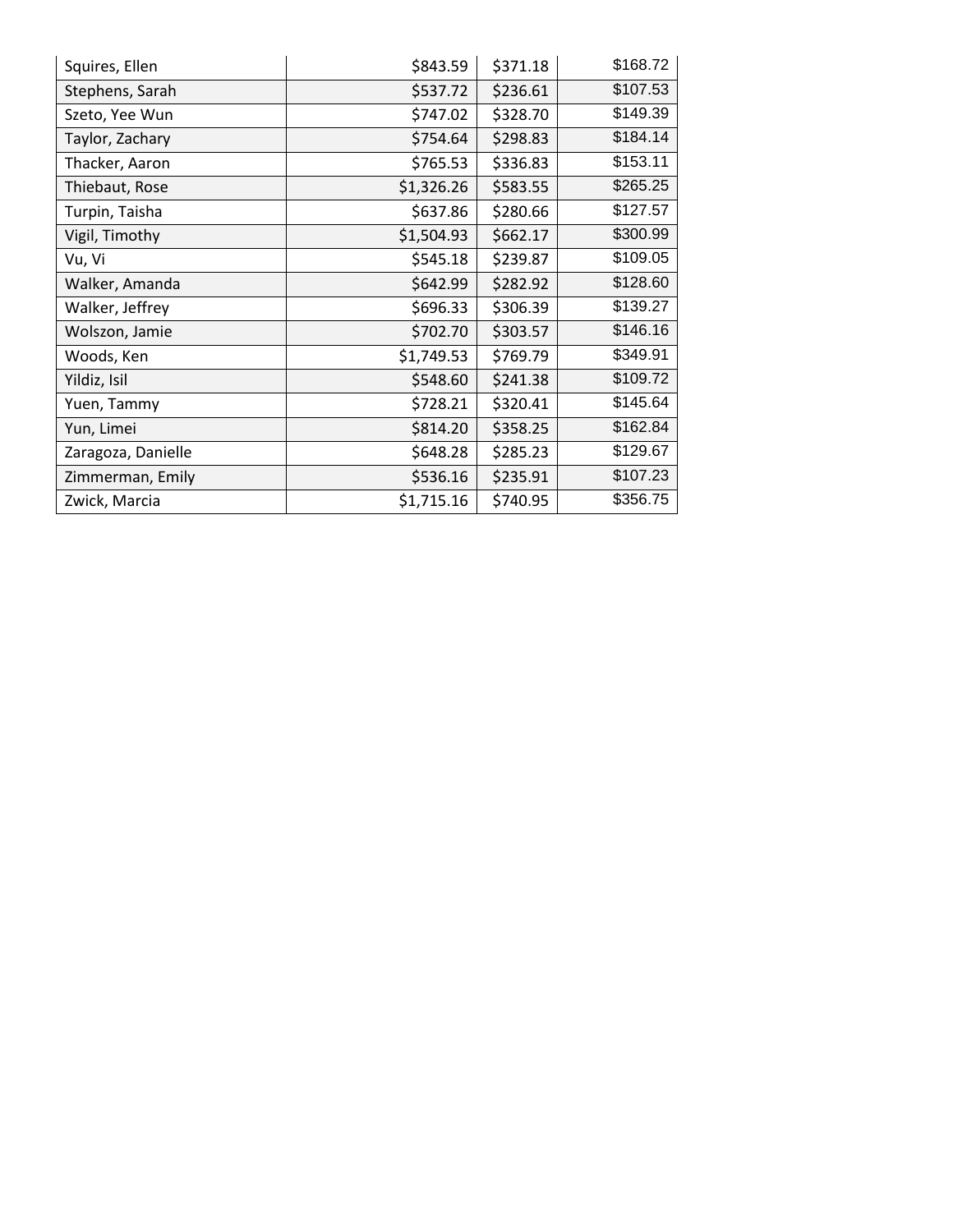| | | | |
|---|---|---|---|
| Squires, Ellen | $843.59 | $371.18 | $168.72 |
| Stephens, Sarah | $537.72 | $236.61 | $107.53 |
| Szeto, Yee Wun | $747.02 | $328.70 | $149.39 |
| Taylor, Zachary | $754.64 | $298.83 | $184.14 |
| Thacker, Aaron | $765.53 | $336.83 | $153.11 |
| Thiebaut, Rose | $1,326.26 | $583.55 | $265.25 |
| Turpin, Taisha | $637.86 | $280.66 | $127.57 |
| Vigil, Timothy | $1,504.93 | $662.17 | $300.99 |
| Vu, Vi | $545.18 | $239.87 | $109.05 |
| Walker, Amanda | $642.99 | $282.92 | $128.60 |
| Walker, Jeffrey | $696.33 | $306.39 | $139.27 |
| Wolszon, Jamie | $702.70 | $303.57 | $146.16 |
| Woods, Ken | $1,749.53 | $769.79 | $349.91 |
| Yildiz, Isil | $548.60 | $241.38 | $109.72 |
| Yuen, Tammy | $728.21 | $320.41 | $145.64 |
| Yun, Limei | $814.20 | $358.25 | $162.84 |
| Zaragoza, Danielle | $648.28 | $285.23 | $129.67 |
| Zimmerman, Emily | $536.16 | $235.91 | $107.23 |
| Zwick, Marcia | $1,715.16 | $740.95 | $356.75 |